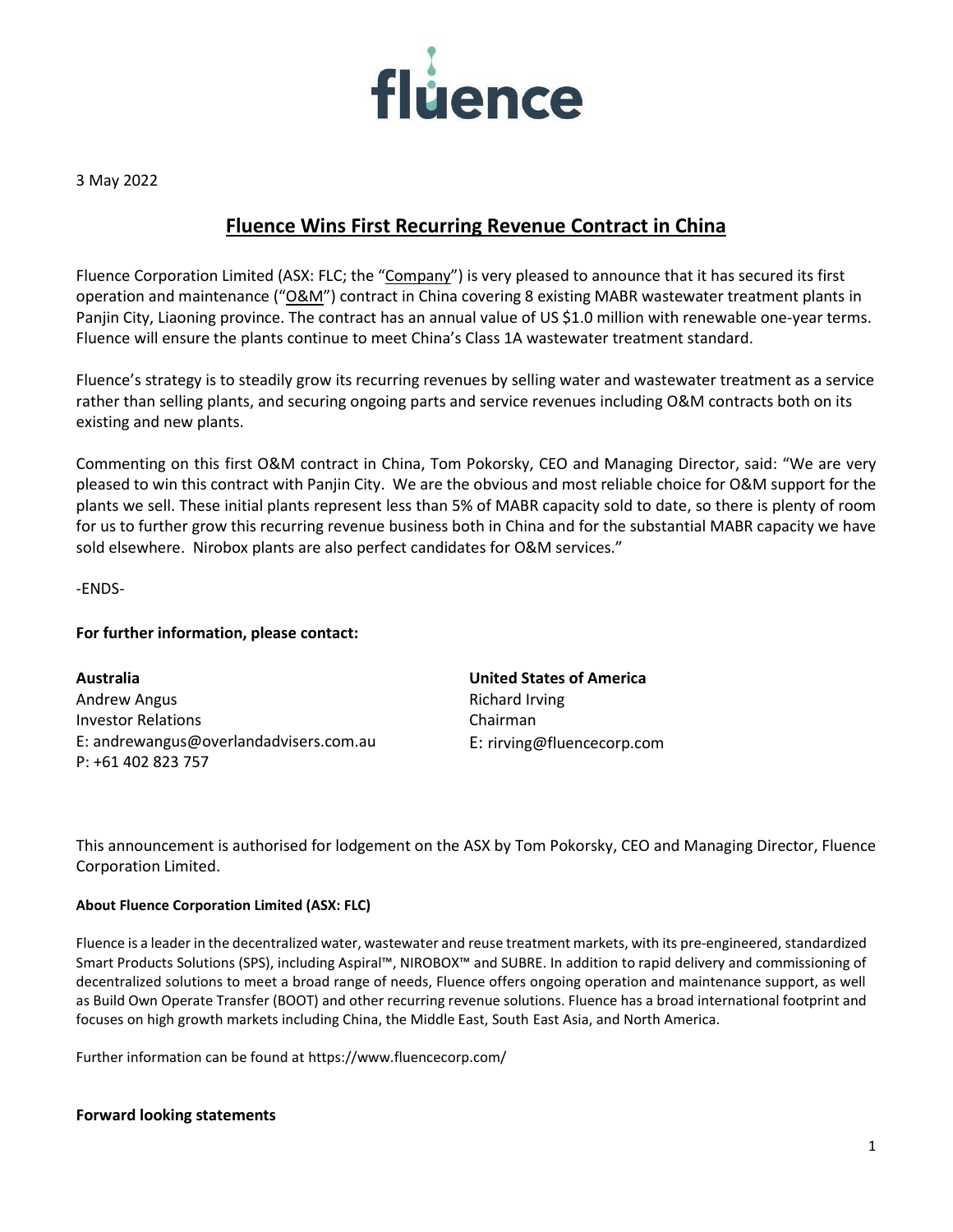fluence

3 May 2022

# Fluence Wins First Recurring Revenue Contract in China

Fluence Corporation Limited (ASX: FLC; the "Company") is very pleased to announce that it has secured its first operation and maintenance ("O&M") contract in China covering 8 existing MABR wastewater treatment plants in Panjin City, Liaoning province. The contract has an annual value of US $1.0 million with renewable one-year terms. Fluence will ensure the plants continue to meet China's Class 1A wastewater treatment standard.

Fluence's strategy is to steadily grow its recurring revenues by selling water and wastewater treatment as a service rather than selling plants, and securing ongoing parts and service revenues including O&M contracts both on its existing and new plants.

Commenting on this first O&M contract in China, Tom Pokorsky, CEO and Managing Director, said: "We are very pleased to win this contract with Panjin City. We are the obvious and most reliable choice for O&M support for the plants we sell. These initial plants represent less than 5% of MABR capacity sold to date, so there is plenty of room for us to further grow this recurring revenue business both in China and for the substantial MABR capacity we have sold elsewhere. Nirobox plants are also perfect candidates for O&M services."

-ENDS-

**For further information, please contact:**

**Australia**
Andrew Angus
Investor Relations
E: andrewangus@overlandadvisers.com.au
P: +61 402 823 757

**United States of America**
Richard Irving
Chairman
E: rirving@fluencecorp.com

This announcement is authorised for lodgement on the ASX by Tom Pokorsky, CEO and Managing Director, Fluence Corporation Limited.

**About Fluence Corporation Limited (ASX: FLC)**

Fluence is a leader in the decentralized water, wastewater and reuse treatment markets, with its pre-engineered, standardized Smart Products Solutions (SPS), including Aspiral™, NIROBOX™ and SUBRE. In addition to rapid delivery and commissioning of decentralized solutions to meet a broad range of needs, Fluence offers ongoing operation and maintenance support, as well as Build Own Operate Transfer (BOOT) and other recurring revenue solutions. Fluence has a broad international footprint and focuses on high growth markets including China, the Middle East, South East Asia, and North America.

Further information can be found at https://www.fluencecorp.com/

**Forward looking statements**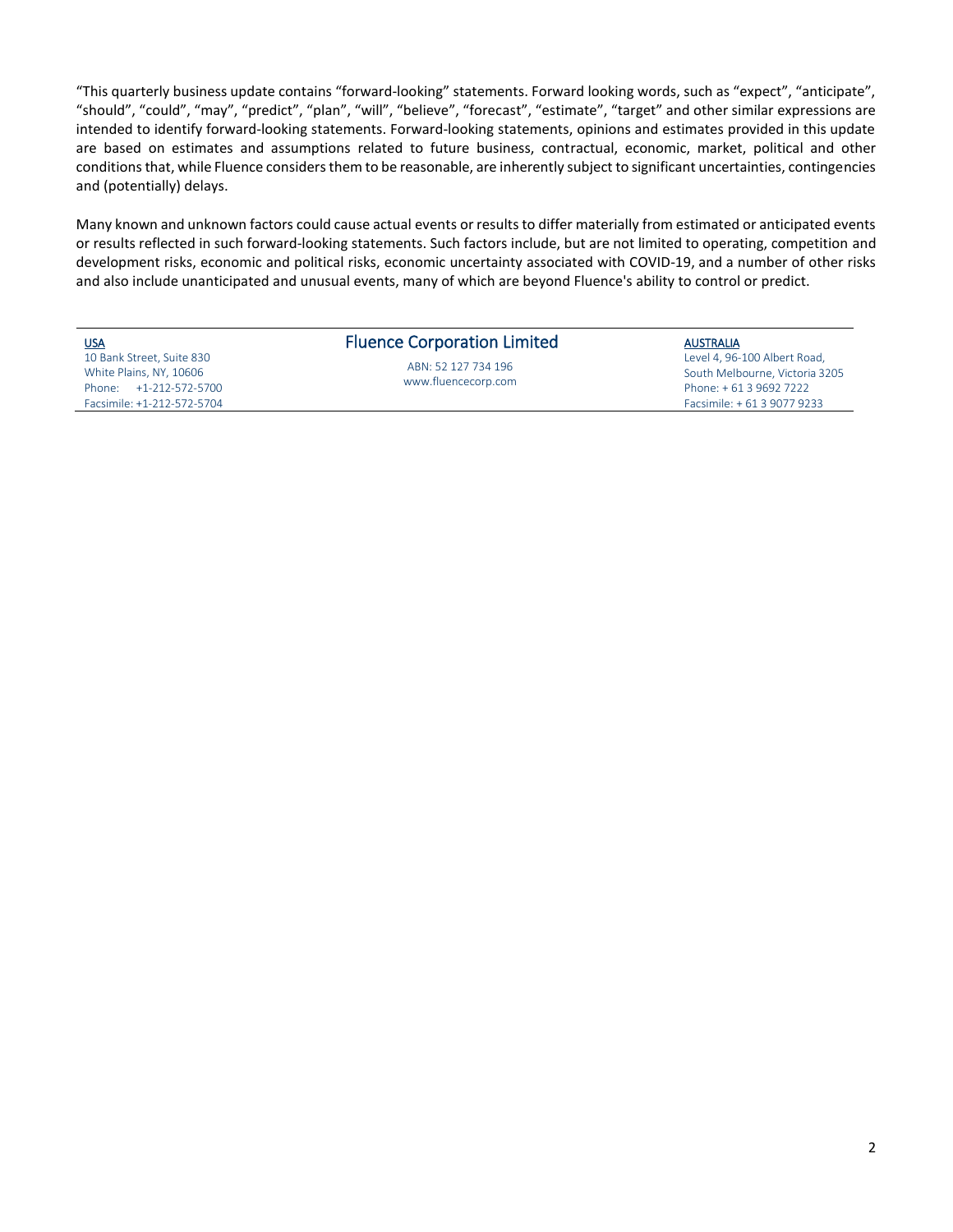"This quarterly business update contains "forward-looking" statements. Forward looking words, such as "expect", "anticipate", "should", "could", "may", "predict", "plan", "will", "believe", "forecast", "estimate", "target" and other similar expressions are intended to identify forward-looking statements. Forward-looking statements, opinions and estimates provided in this update are based on estimates and assumptions related to future business, contractual, economic, market, political and other conditions that, while Fluence considers them to be reasonable, are inherently subject to significant uncertainties, contingencies and (potentially) delays.

Many known and unknown factors could cause actual events or results to differ materially from estimated or anticipated events or results reflected in such forward-looking statements. Such factors include, but are not limited to operating, competition and development risks, economic and political risks, economic uncertainty associated with COVID-19, and a number of other risks and also include unanticipated and unusual events, many of which are beyond Fluence's ability to control or predict.

---

USA
10 Bank Street, Suite 830
White Plains, NY, 10606
Phone: +1-212-572-5700
Facsimile: +1-212-572-5704

Fluence Corporation Limited
ABN: 52 127 734 196
www.fluencecorp.com

AUSTRALIA
Level 4, 96-100 Albert Road,
South Melbourne, Victoria 3205
Phone: + 61 3 9692 7222
Facsimile: + 61 3 9077 9233